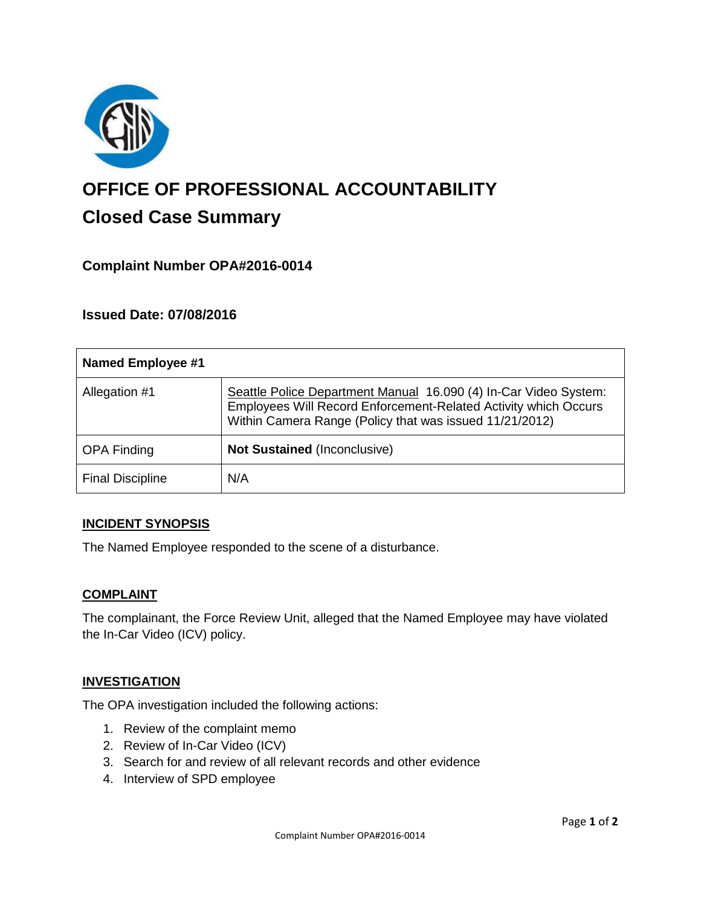# OFFICE OF PROFESSIONAL ACCOUNTABILITY

## Closed Case Summary

### Complaint Number OPA#2016-0014

### Issued Date: 07/08/2016

| Named Employee #1 | |
|---|---|
| Allegation #1 | Seattle Police Department Manual 16.090 (4) In-Car Video System: Employees Will Record Enforcement-Related Activity which Occurs Within Camera Range (Policy that was issued 11/21/2012) |
| OPA Finding | **Not Sustained** (Inconclusive) |
| Final Discipline | N/A |

**INCIDENT SYNOPSIS**

The Named Employee responded to the scene of a disturbance.

**COMPLAINT**

The complainant, the Force Review Unit, alleged that the Named Employee may have violated the In-Car Video (ICV) policy.

**INVESTIGATION**

The OPA investigation included the following actions:

1. Review of the complaint memo
2. Review of In-Car Video (ICV)
3. Search for and review of all relevant records and other evidence
4. Interview of SPD employee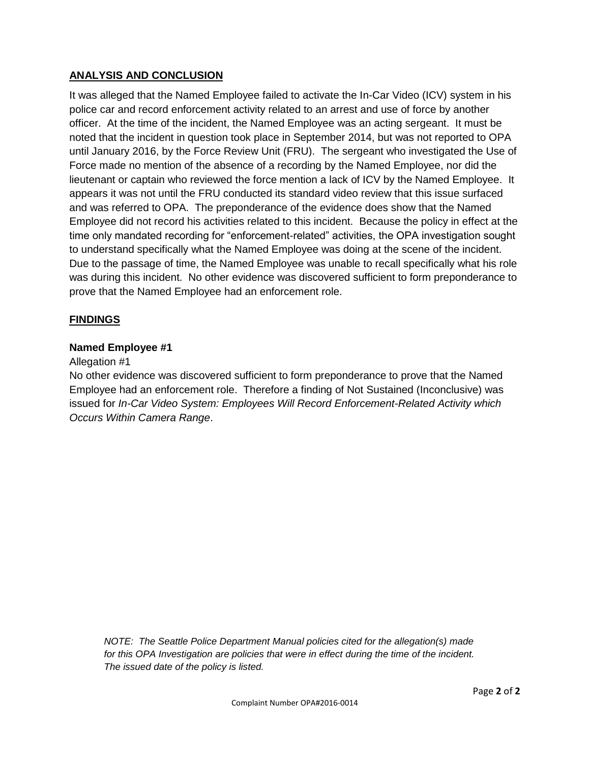## ANALYSIS AND CONCLUSION

It was alleged that the Named Employee failed to activate the In-Car Video (ICV) system in his police car and record enforcement activity related to an arrest and use of force by another officer. At the time of the incident, the Named Employee was an acting sergeant. It must be noted that the incident in question took place in September 2014, but was not reported to OPA until January 2016, by the Force Review Unit (FRU). The sergeant who investigated the Use of Force made no mention of the absence of a recording by the Named Employee, nor did the lieutenant or captain who reviewed the force mention a lack of ICV by the Named Employee. It appears it was not until the FRU conducted its standard video review that this issue surfaced and was referred to OPA. The preponderance of the evidence does show that the Named Employee did not record his activities related to this incident. Because the policy in effect at the time only mandated recording for "enforcement-related" activities, the OPA investigation sought to understand specifically what the Named Employee was doing at the scene of the incident. Due to the passage of time, the Named Employee was unable to recall specifically what his role was during this incident. No other evidence was discovered sufficient to form preponderance to prove that the Named Employee had an enforcement role.

## FINDINGS

**Named Employee #1**

Allegation #1

No other evidence was discovered sufficient to form preponderance to prove that the Named Employee had an enforcement role. Therefore a finding of Not Sustained (Inconclusive) was issued for *In-Car Video System: Employees Will Record Enforcement-Related Activity which Occurs Within Camera Range*.

*NOTE: The Seattle Police Department Manual policies cited for the allegation(s) made for this OPA Investigation are policies that were in effect during the time of the incident. The issued date of the policy is listed.*

Complaint Number OPA#2016-0014